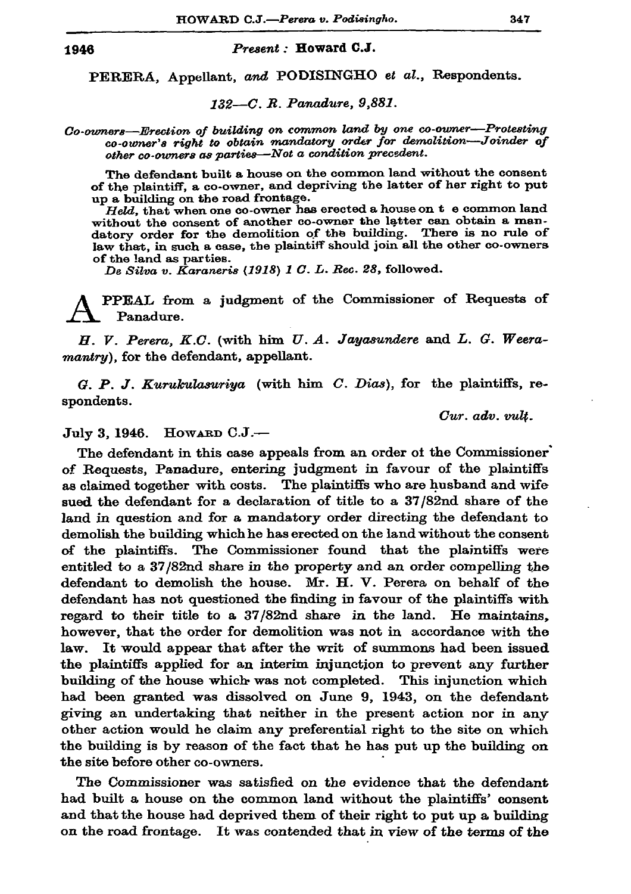1946 *Present :* **Howard C.J.**

PERERA, Appellant, *and* PODISINGHO *et al.*, Respondents.

*132—C. R. Panadure, 9,881.*

*Co-owners—Erection of building on common land by one co-owner—Protesting co-owner's right to obtain mandatory order for demolition—Joinder of other co-owners as parties—Not a condition precedent.*

The defendant built a house on the common land without the consent of the plaintiff, a co-owner, and depriving the latter of her right to put up a building on the road frontage.

*Held,* that when one co-owner has erected a house on t e common land without the consent of another co-owner the latter can obtain a mandatory order for the demolition of the building. There is no rule of law that, in such a case, the plaintiff should join all the other co-owners of the land as parties.

*De Silva v. Karaneris (1918) 1 C. L. Rec. 28,* followed.

APPEAL from a judgment of the Commissioner of Requests of Panadure.

*H. V. Perera, K.C.* (with him *U. A. Jayasundere* and *L. G. Weeramantry*), for the defendant, appellant.

*G. P. J. Kurukulasuriya* (with him *C. Dias*), for the plaintiffs, respondents.

*Cur. adv. vult.*

July 3, 1946. HOWARD C.J.—

The defendant in this case appeals from an order of the Commissioner of Requests, Panadure, entering judgment in favour of the plaintiffs as claimed together with costs. The plaintiffs who are husband and wife sued the defendant for a declaration of title to a 37/82nd share of the land in question and for a mandatory order directing the defendant to demolish the building which he has erected on the land without the consent of the plaintiffs. The Commissioner found that the plaintiffs were entitled to a 37/82nd share in the property and an order compelling the defendant to demolish the house. Mr. H. V. Perera on behalf of the defendant has not questioned the finding in favour of the plaintiffs with regard to their title to a 37/82nd share in the land. He maintains, however, that the order for demolition was not in accordance with the law. It would appear that after the writ of summons had been issued the plaintiffs applied for an interim injunction to prevent any further building of the house which was not completed. This injunction which had been granted was dissolved on June 9, 1943, on the defendant giving an undertaking that neither in the present action nor in any other action would he claim any preferential right to the site on which the building is by reason of the fact that he has put up the building on the site before other co-owners.

The Commissioner was satisfied on the evidence that the defendant had built a house on the common land without the plaintiffs' consent and that the house had deprived them of their right to put up a building on the road frontage. It was contended that in view of the terms of the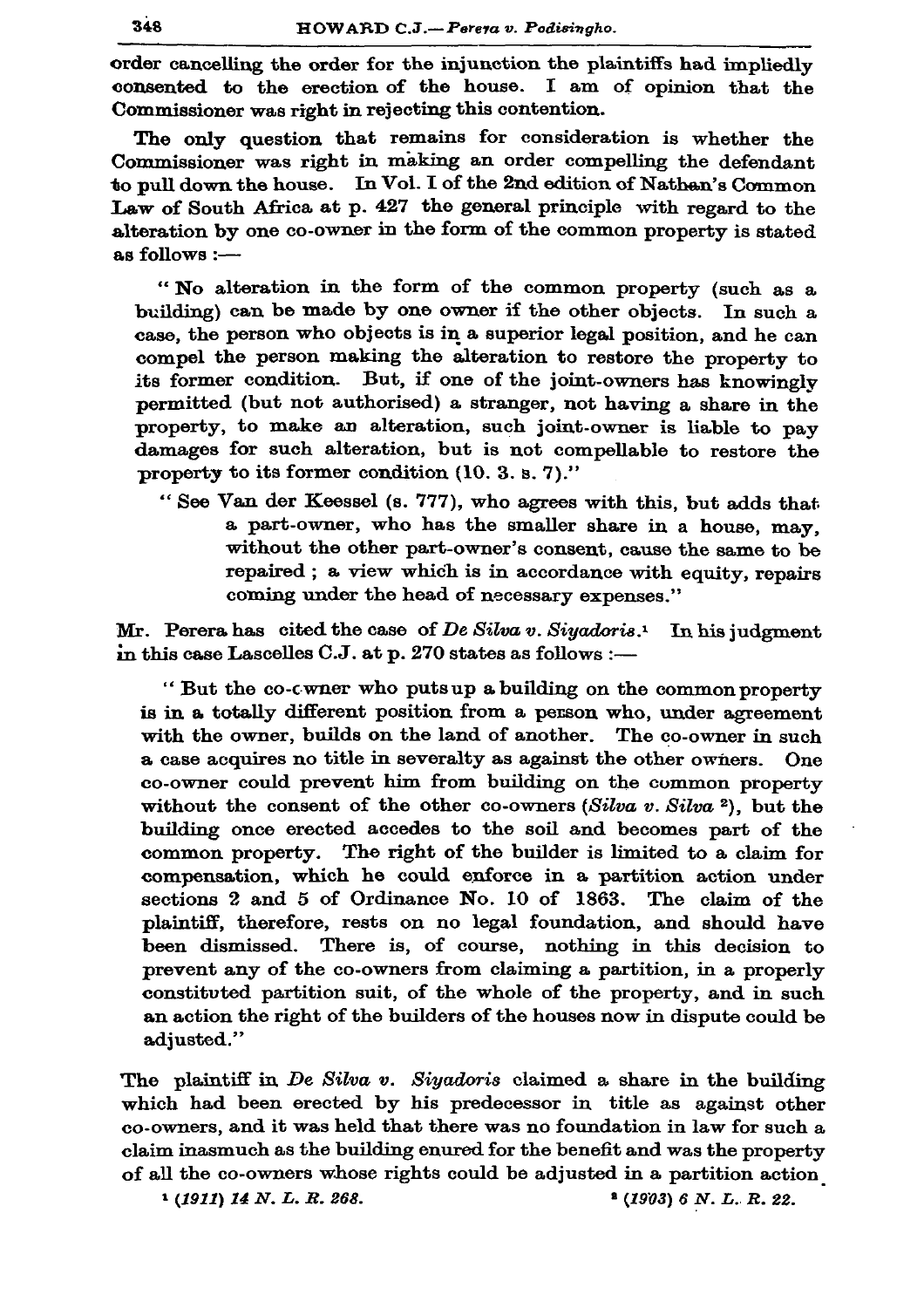order cancelling the order for the injunction the plaintiffs had impliedly consented to the erection of the house. I am of opinion that the Commissioner was right in rejecting this contention.

The only question that remains for consideration is whether the Commissioner was right in making an order compelling the defendant to pull down the house. In Vol. I of the 2nd edition of Nathan's Common Law of South Africa at p. 427 the general principle with regard to the alteration by one co-owner in the form of the common property is stated as follows :—

> " No alteration in the form of the common property (such as a building) can be made by one owner if the other objects. In such a case, the person who objects is in a superior legal position, and he can compel the person making the alteration to restore the property to its former condition. But, if one of the joint-owners has knowingly permitted (but not authorised) a stranger, not having a share in the property, to make an alteration, such joint-owner is liable to pay damages for such alteration, but is not compellable to restore the property to its former condition (10. 3. s. 7)."
>
> " See Van der Keessel (s. 777), who agrees with this, but adds that a part-owner, who has the smaller share in a house, may, without the other part-owner's consent, cause the same to be repaired ; a view which is in accordance with equity, repairs coming under the head of necessary expenses."

Mr. Perera has cited the case of *De Silva v. Siyadoris*.[1] In his judgment in this case Lascelles C.J. at p. 270 states as follows :—

> " But the co-owner who puts up a building on the common property is in a totally different position from a person who, under agreement with the owner, builds on the land of another. The co-owner in such a case acquires no title in severalty as against the other owners. One co-owner could prevent him from building on the common property without the consent of the other co-owners (*Silva v. Silva* [2]), but the building once erected accedes to the soil and becomes part of the common property. The right of the builder is limited to a claim for compensation, which he could enforce in a partition action under sections 2 and 5 of Ordinance No. 10 of 1863. The claim of the plaintiff, therefore, rests on no legal foundation, and should have been dismissed. There is, of course, nothing in this decision to prevent any of the co-owners from claiming a partition, in a properly constituted partition suit, of the whole of the property, and in such an action the right of the builders of the houses now in dispute could be adjusted."

The plaintiff in *De Silva v. Siyadoris* claimed a share in the building which had been erected by his predecessor in title as against other co-owners, and it was held that there was no foundation in law for such a claim inasmuch as the building enured for the benefit and was the property of all the co-owners whose rights could be adjusted in a partition action.

[1] *(1911) 14 N. L. R. 268.*

[2] *(1903) 6 N. L. R. 22.*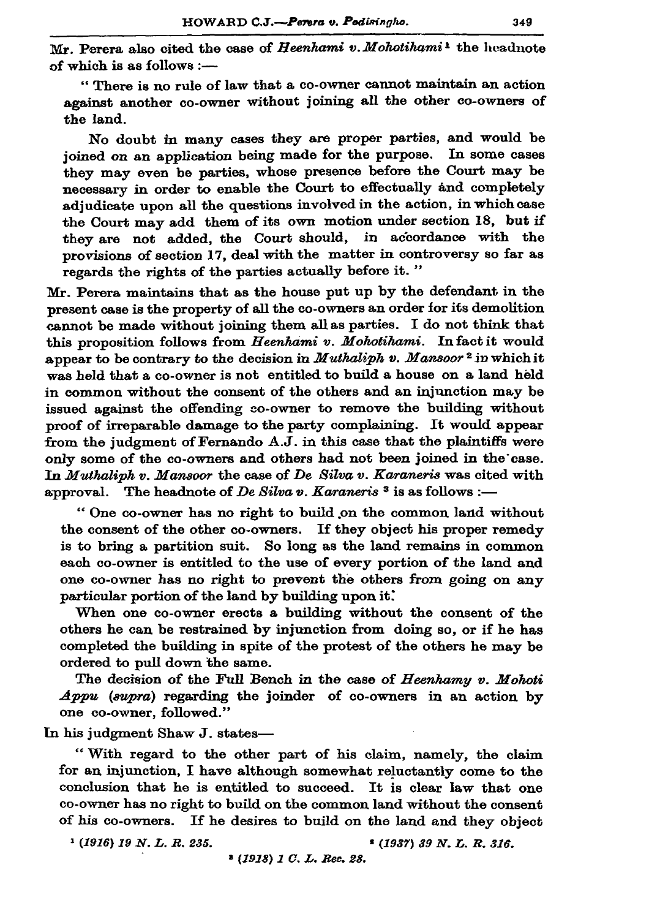Mr. Perera also cited the case of *Heenhami v. Mohotihami*[1] the headnote of which is as follows :—

> " There is no rule of law that a co-owner cannot maintain an action against another co-owner without joining all the other co-owners of the land.
>
> No doubt in many cases they are proper parties, and would be joined on an application being made for the purpose. In some cases they may even be parties, whose presence before the Court may be necessary in order to enable the Court to effectually and completely adjudicate upon all the questions involved in the action, in which case the Court may add them of its own motion under section 18, but if they are not added, the Court should, in accordance with the provisions of section 17, deal with the matter in controversy so far as regards the rights of the parties actually before it. "

Mr. Perera maintains that as the house put up by the defendant in the present case is the property of all the co-owners an order for its demolition cannot be made without joining them all as parties. I do not think that this proposition follows from *Heenhami v. Mohotihami*. In fact it would appear to be contrary to the decision in *Muthaliph v. Mansoor*[2] in which it was held that a co-owner is not entitled to build a house on a land held in common without the consent of the others and an injunction may be issued against the offending co-owner to remove the building without proof of irreparable damage to the party complaining. It would appear from the judgment of Fernando A.J. in this case that the plaintiffs were only some of the co-owners and others had not been joined in the case. In *Muthaliph v. Mansoor* the case of *De Silva v. Karaneris* was cited with approval. The headnote of *De Silva v. Karaneris*[3] is as follows :—

> " One co-owner has no right to build on the common land without the consent of the other co-owners. If they object his proper remedy is to bring a partition suit. So long as the land remains in common each co-owner is entitled to the use of every portion of the land and one co-owner has no right to prevent the others from going on any particular portion of the land by building upon it.
>
> When one co-owner erects a building without the consent of the others he can be restrained by injunction from doing so, or if he has completed the building in spite of the protest of the others he may be ordered to pull down the same.
>
> The decision of the Full Bench in the case of *Heenhamy v. Mohoti Appu* (*supra*) regarding the joinder of co-owners in an action by one co-owner, followed."

In his judgment Shaw J. states—

> " With regard to the other part of his claim, namely, the claim for an injunction, I have although somewhat reluctantly come to the conclusion that he is entitled to succeed. It is clear law that one co-owner has no right to build on the common land without the consent of his co-owners. If he desires to build on the land and they object

[1] *(1916) 19 N. L. R. 235.*

[2] *(1937) 39 N. L. R. 316.*

[3] *(1918) 1 C. L. Rec. 28.*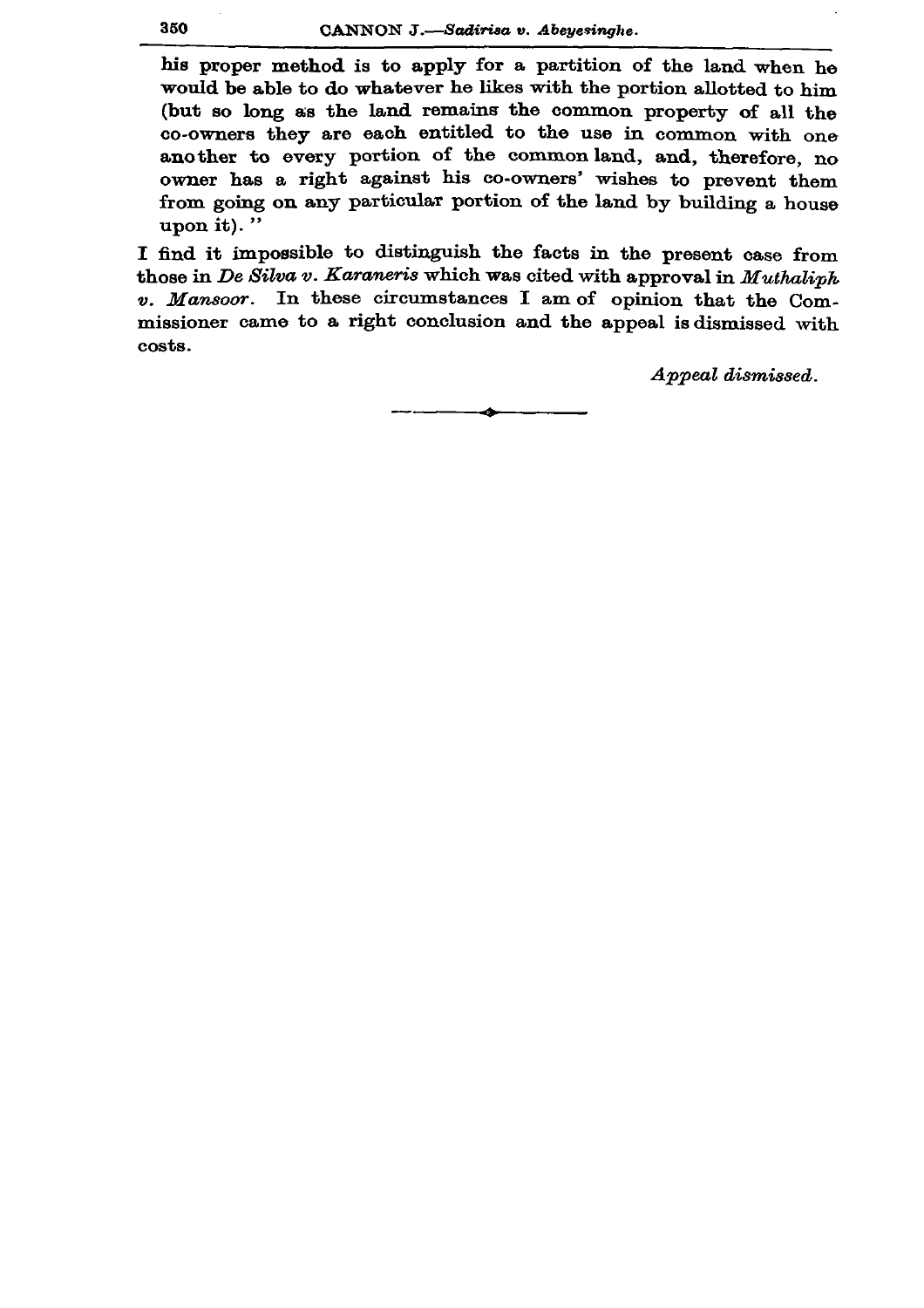his proper method is to apply for a partition of the land when he would be able to do whatever he likes with the portion allotted to him (but so long as the land remains the common property of all the co-owners they are each entitled to the use in common with one another to every portion of the common land, and, therefore, no owner has a right against his co-owners' wishes to prevent them from going on any particular portion of the land by building a house upon it). "

I find it impossible to distinguish the facts in the present case from those in *De Silva v. Karaneris* which was cited with approval in *Muthaliph v. Mansoor*. In these circumstances I am of opinion that the Commissioner came to a right conclusion and the appeal is dismissed with costs.

*Appeal dismissed.*